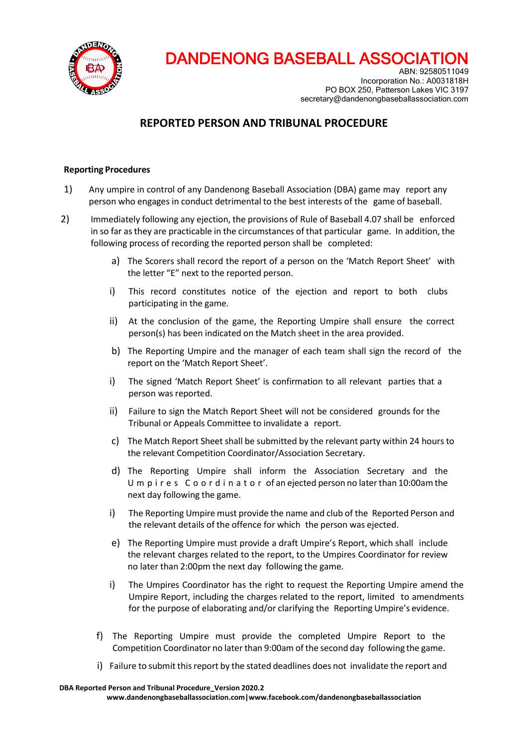# DANDENONG BASEBALL ASSOCIATION

ABN: 92580511049
Incorporation No.: A0031818H
PO BOX 250, Patterson Lakes VIC 3197
secretary@dandenongbaseballassociation.com

## REPORTED PERSON AND TRIBUNAL PROCEDURE

### Reporting Procedures

1) Any umpire in control of any Dandenong Baseball Association (DBA) game may report any person who engages in conduct detrimental to the best interests of the game of baseball.

2) Immediately following any ejection, the provisions of Rule of Baseball 4.07 shall be enforced in so far as they are practicable in the circumstances of that particular game. In addition, the following process of recording the reported person shall be completed:

   a) The Scorers shall record the report of a person on the 'Match Report Sheet' with the letter "E" next to the reported person.

   i) This record constitutes notice of the ejection and report to both clubs participating in the game.

   ii) At the conclusion of the game, the Reporting Umpire shall ensure the correct person(s) has been indicated on the Match sheet in the area provided.

   b) The Reporting Umpire and the manager of each team shall sign the record of the report on the 'Match Report Sheet'.

   i) The signed 'Match Report Sheet' is confirmation to all relevant parties that a person was reported.

   ii) Failure to sign the Match Report Sheet will not be considered grounds for the Tribunal or Appeals Committee to invalidate a report.

   c) The Match Report Sheet shall be submitted by the relevant party within 24 hours to the relevant Competition Coordinator/Association Secretary.

   d) The Reporting Umpire shall inform the Association Secretary and the Umpires Coordinator of an ejected person no later than 10:00am the next day following the game.

   i) The Reporting Umpire must provide the name and club of the Reported Person and the relevant details of the offence for which the person was ejected.

   e) The Reporting Umpire must provide a draft Umpire's Report, which shall include the relevant charges related to the report, to the Umpires Coordinator for review no later than 2:00pm the next day following the game.

   i) The Umpires Coordinator has the right to request the Reporting Umpire amend the Umpire Report, including the charges related to the report, limited to amendments for the purpose of elaborating and/or clarifying the Reporting Umpire's evidence.

   f) The Reporting Umpire must provide the completed Umpire Report to the Competition Coordinator no later than 9:00am of the second day following the game.

   i) Failure to submit this report by the stated deadlines does not invalidate the report and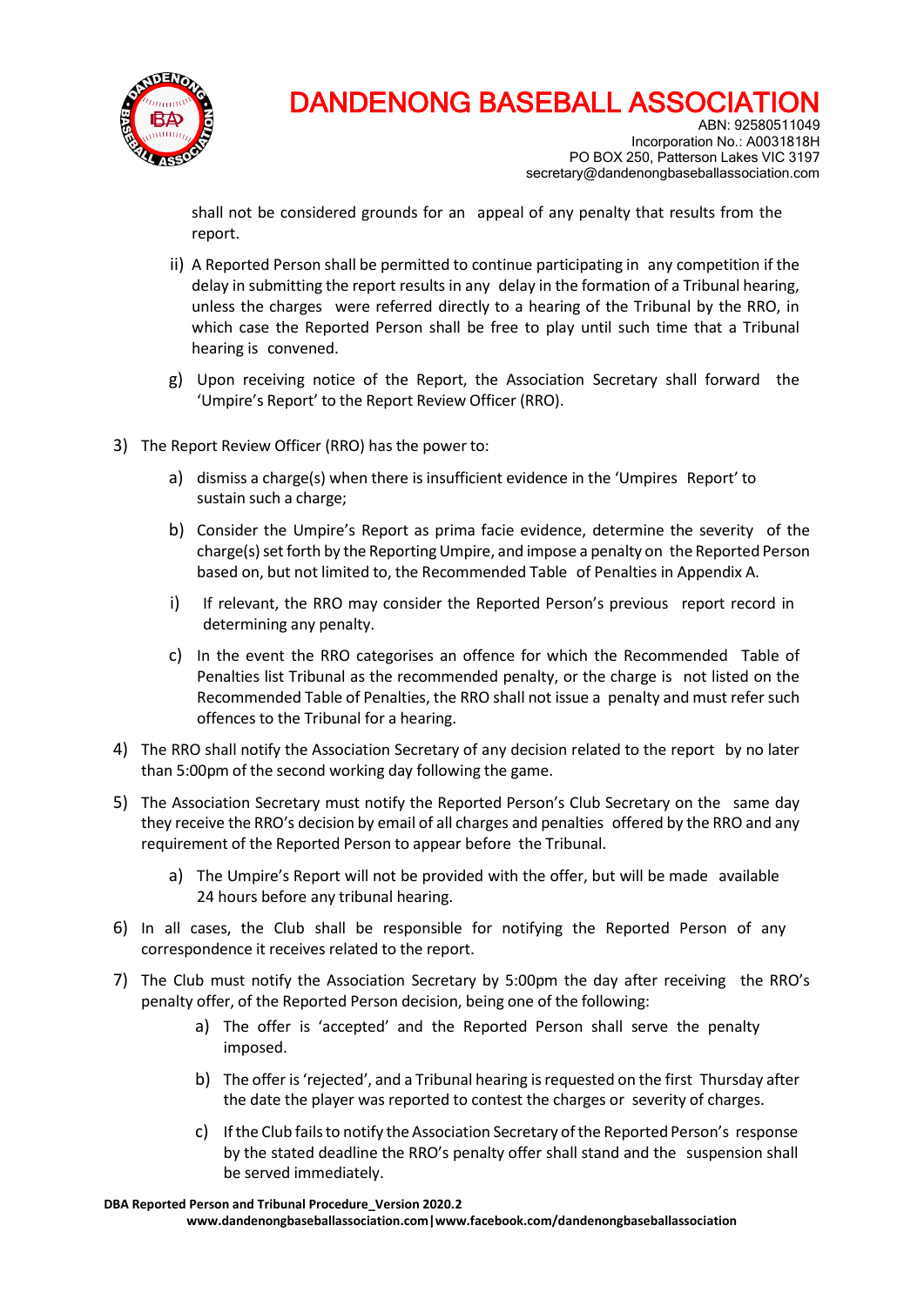shall not be considered grounds for an appeal of any penalty that results from the report.

ii) A Reported Person shall be permitted to continue participating in any competition if the delay in submitting the report results in any delay in the formation of a Tribunal hearing, unless the charges were referred directly to a hearing of the Tribunal by the RRO, in which case the Reported Person shall be free to play until such time that a Tribunal hearing is convened.

g) Upon receiving notice of the Report, the Association Secretary shall forward the 'Umpire's Report' to the Report Review Officer (RRO).

3) The Report Review Officer (RRO) has the power to:

   a) dismiss a charge(s) when there is insufficient evidence in the 'Umpires Report' to sustain such a charge;

   b) Consider the Umpire's Report as prima facie evidence, determine the severity of the charge(s) set forth by the Reporting Umpire, and impose a penalty on the Reported Person based on, but not limited to, the Recommended Table of Penalties in Appendix A.

   i) If relevant, the RRO may consider the Reported Person's previous report record in determining any penalty.

   c) In the event the RRO categorises an offence for which the Recommended Table of Penalties list Tribunal as the recommended penalty, or the charge is not listed on the Recommended Table of Penalties, the RRO shall not issue a penalty and must refer such offences to the Tribunal for a hearing.

4) The RRO shall notify the Association Secretary of any decision related to the report by no later than 5:00pm of the second working day following the game.

5) The Association Secretary must notify the Reported Person's Club Secretary on the same day they receive the RRO's decision by email of all charges and penalties offered by the RRO and any requirement of the Reported Person to appear before the Tribunal.

   a) The Umpire's Report will not be provided with the offer, but will be made available 24 hours before any tribunal hearing.

6) In all cases, the Club shall be responsible for notifying the Reported Person of any correspondence it receives related to the report.

7) The Club must notify the Association Secretary by 5:00pm the day after receiving the RRO's penalty offer, of the Reported Person decision, being one of the following:

   a) The offer is 'accepted' and the Reported Person shall serve the penalty imposed.

   b) The offer is 'rejected', and a Tribunal hearing is requested on the first Thursday after the date the player was reported to contest the charges or severity of charges.

   c) If the Club fails to notify the Association Secretary of the Reported Person's response by the stated deadline the RRO's penalty offer shall stand and the suspension shall be served immediately.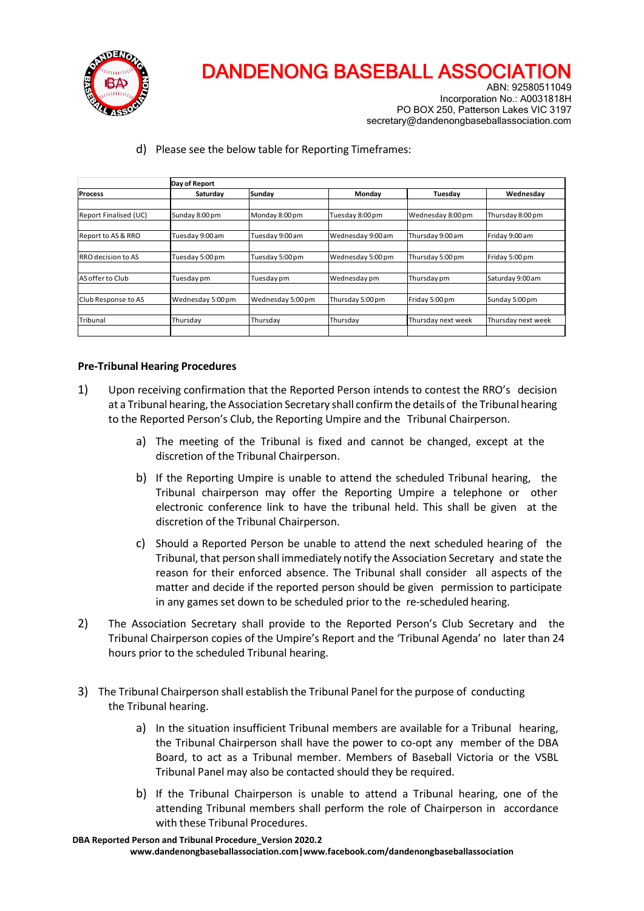d) Please see the below table for Reporting Timeframes:

| | Day of Report | | | | |
|---|---|---|---|---|---|
| **Process** | **Saturday** | **Sunday** | **Monday** | **Tuesday** | **Wednesday** |
| Report Finalised (UC) | Sunday 8:00 pm | Monday 8:00 pm | Tuesday 8:00 pm | Wednesday 8:00 pm | Thursday 8:00 pm |
| Report to AS & RRO | Tuesday 9:00 am | Tuesday 9:00 am | Wednesday 9:00 am | Thursday 9:00 am | Friday 9:00 am |
| RRO decision to AS | Tuesday 5:00 pm | Tuesday 5:00 pm | Wednesday 5:00 pm | Thursday 5:00 pm | Friday 5:00 pm |
| AS offer to Club | Tuesday pm | Tuesday pm | Wednesday pm | Thursday pm | Saturday 9:00 am |
| Club Response to AS | Wednesday 5:00 pm | Wednesday 5:00 pm | Thursday 5:00 pm | Friday 5:00 pm | Sunday 5:00 pm |
| Tribunal | Thursday | Thursday | Thursday | Thursday next week | Thursday next week |

**Pre-Tribunal Hearing Procedures**

1) Upon receiving confirmation that the Reported Person intends to contest the RRO's decision at a Tribunal hearing, the Association Secretary shall confirm the details of the Tribunal hearing to the Reported Person's Club, the Reporting Umpire and the Tribunal Chairperson.

   a) The meeting of the Tribunal is fixed and cannot be changed, except at the discretion of the Tribunal Chairperson.

   b) If the Reporting Umpire is unable to attend the scheduled Tribunal hearing, the Tribunal chairperson may offer the Reporting Umpire a telephone or other electronic conference link to have the tribunal held. This shall be given at the discretion of the Tribunal Chairperson.

   c) Should a Reported Person be unable to attend the next scheduled hearing of the Tribunal, that person shall immediately notify the Association Secretary and state the reason for their enforced absence. The Tribunal shall consider all aspects of the matter and decide if the reported person should be given permission to participate in any games set down to be scheduled prior to the re-scheduled hearing.

2) The Association Secretary shall provide to the Reported Person's Club Secretary and the Tribunal Chairperson copies of the Umpire's Report and the 'Tribunal Agenda' no later than 24 hours prior to the scheduled Tribunal hearing.

3) The Tribunal Chairperson shall establish the Tribunal Panel for the purpose of conducting the Tribunal hearing.

   a) In the situation insufficient Tribunal members are available for a Tribunal hearing, the Tribunal Chairperson shall have the power to co-opt any member of the DBA Board, to act as a Tribunal member. Members of Baseball Victoria or the VSBL Tribunal Panel may also be contacted should they be required.

   b) If the Tribunal Chairperson is unable to attend a Tribunal hearing, one of the attending Tribunal members shall perform the role of Chairperson in accordance with these Tribunal Procedures.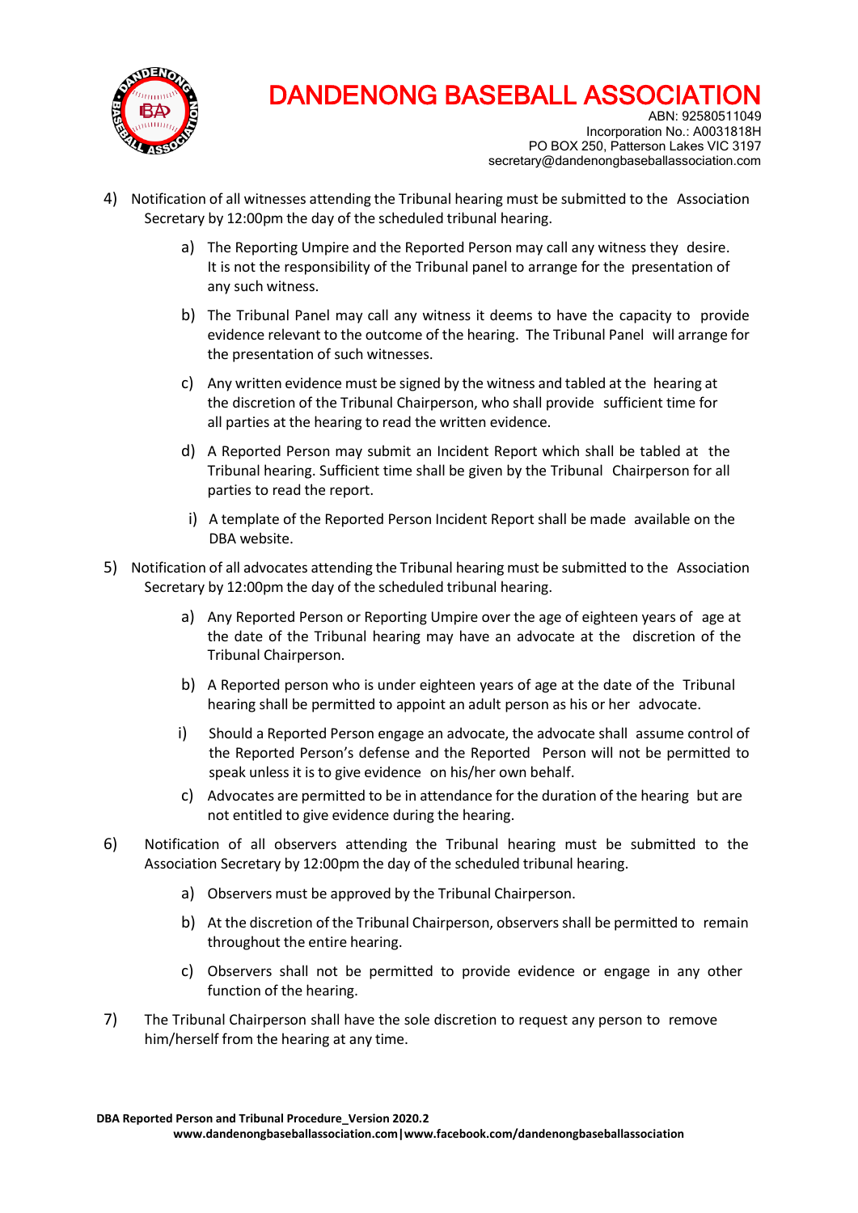4) Notification of all witnesses attending the Tribunal hearing must be submitted to the Association Secretary by 12:00pm the day of the scheduled tribunal hearing.

   a) The Reporting Umpire and the Reported Person may call any witness they desire. It is not the responsibility of the Tribunal panel to arrange for the presentation of any such witness.

   b) The Tribunal Panel may call any witness it deems to have the capacity to provide evidence relevant to the outcome of the hearing. The Tribunal Panel will arrange for the presentation of such witnesses.

   c) Any written evidence must be signed by the witness and tabled at the hearing at the discretion of the Tribunal Chairperson, who shall provide sufficient time for all parties at the hearing to read the written evidence.

   d) A Reported Person may submit an Incident Report which shall be tabled at the Tribunal hearing. Sufficient time shall be given by the Tribunal Chairperson for all parties to read the report.

      i) A template of the Reported Person Incident Report shall be made available on the DBA website.

5) Notification of all advocates attending the Tribunal hearing must be submitted to the Association Secretary by 12:00pm the day of the scheduled tribunal hearing.

   a) Any Reported Person or Reporting Umpire over the age of eighteen years of age at the date of the Tribunal hearing may have an advocate at the discretion of the Tribunal Chairperson.

   b) A Reported person who is under eighteen years of age at the date of the Tribunal hearing shall be permitted to appoint an adult person as his or her advocate.

      i) Should a Reported Person engage an advocate, the advocate shall assume control of the Reported Person's defense and the Reported Person will not be permitted to speak unless it is to give evidence on his/her own behalf.

   c) Advocates are permitted to be in attendance for the duration of the hearing but are not entitled to give evidence during the hearing.

6) Notification of all observers attending the Tribunal hearing must be submitted to the Association Secretary by 12:00pm the day of the scheduled tribunal hearing.

   a) Observers must be approved by the Tribunal Chairperson.

   b) At the discretion of the Tribunal Chairperson, observers shall be permitted to remain throughout the entire hearing.

   c) Observers shall not be permitted to provide evidence or engage in any other function of the hearing.

7) The Tribunal Chairperson shall have the sole discretion to request any person to remove him/herself from the hearing at any time.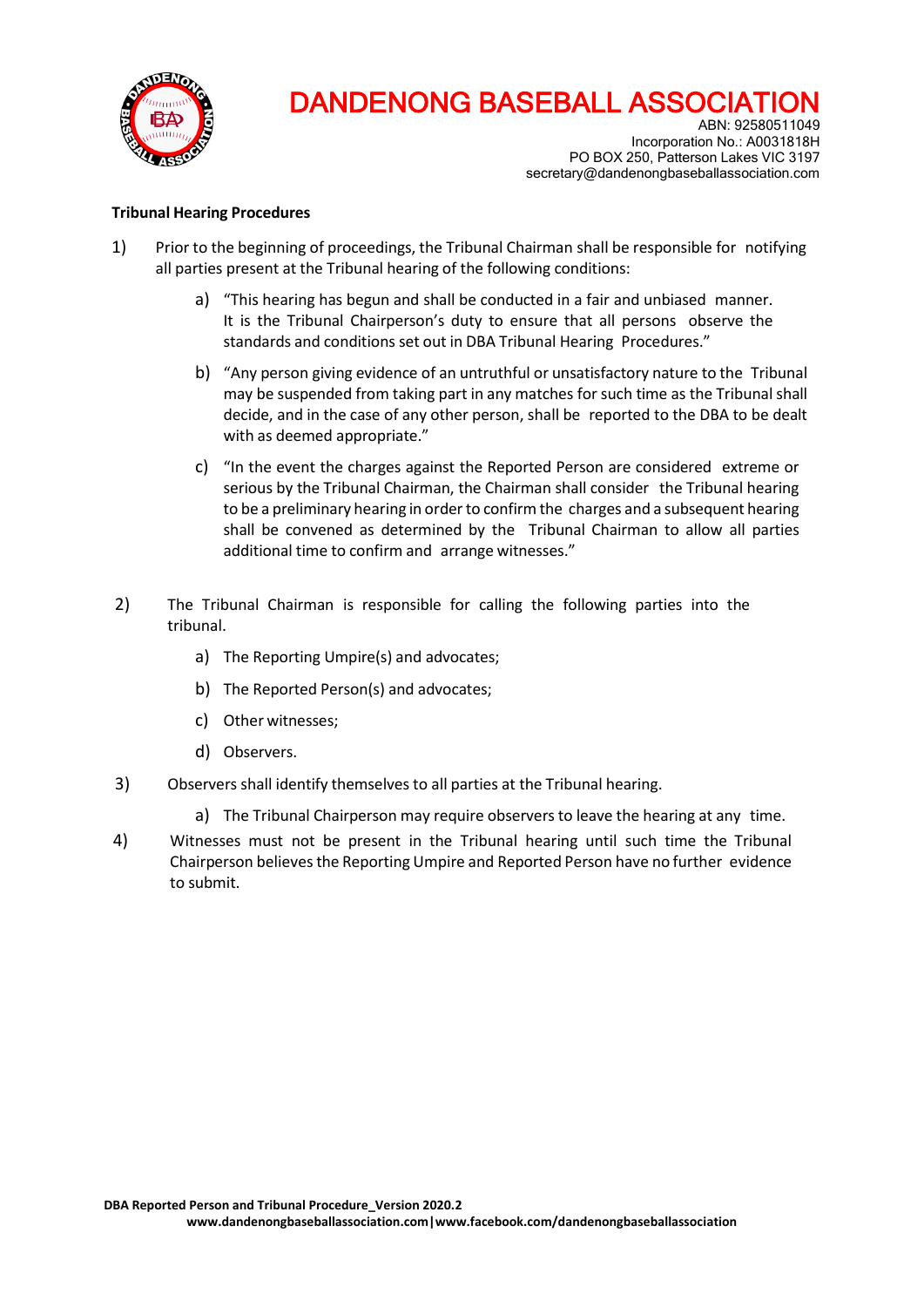# DANDENONG BASEBALL ASSOCIATION

ABN: 92580511049
Incorporation No.: A0031818H
PO BOX 250, Patterson Lakes VIC 3197
secretary@dandenongbaseballassociation.com

**Tribunal Hearing Procedures**

1) Prior to the beginning of proceedings, the Tribunal Chairman shall be responsible for notifying all parties present at the Tribunal hearing of the following conditions:

   a) "This hearing has begun and shall be conducted in a fair and unbiased manner. It is the Tribunal Chairperson's duty to ensure that all persons observe the standards and conditions set out in DBA Tribunal Hearing Procedures."

   b) "Any person giving evidence of an untruthful or unsatisfactory nature to the Tribunal may be suspended from taking part in any matches for such time as the Tribunal shall decide, and in the case of any other person, shall be reported to the DBA to be dealt with as deemed appropriate."

   c) "In the event the charges against the Reported Person are considered extreme or serious by the Tribunal Chairman, the Chairman shall consider the Tribunal hearing to be a preliminary hearing in order to confirm the charges and a subsequent hearing shall be convened as determined by the Tribunal Chairman to allow all parties additional time to confirm and arrange witnesses."

2) The Tribunal Chairman is responsible for calling the following parties into the tribunal.

   a) The Reporting Umpire(s) and advocates;

   b) The Reported Person(s) and advocates;

   c) Other witnesses;

   d) Observers.

3) Observers shall identify themselves to all parties at the Tribunal hearing.

   a) The Tribunal Chairperson may require observers to leave the hearing at any time.

4) Witnesses must not be present in the Tribunal hearing until such time the Tribunal Chairperson believes the Reporting Umpire and Reported Person have no further evidence to submit.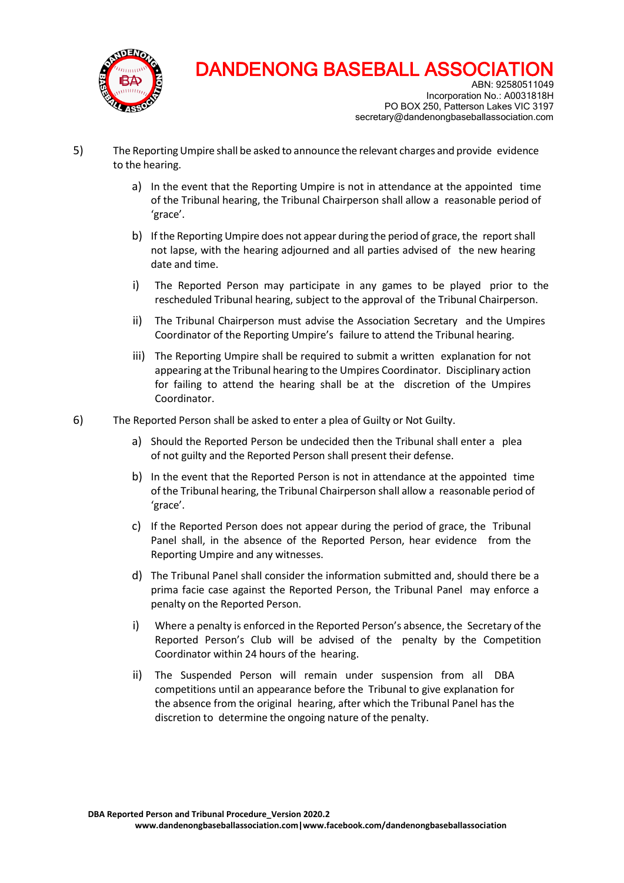5) The Reporting Umpire shall be asked to announce the relevant charges and provide evidence to the hearing.

   a) In the event that the Reporting Umpire is not in attendance at the appointed time of the Tribunal hearing, the Tribunal Chairperson shall allow a reasonable period of 'grace'.

   b) If the Reporting Umpire does not appear during the period of grace, the report shall not lapse, with the hearing adjourned and all parties advised of the new hearing date and time.

   i) The Reported Person may participate in any games to be played prior to the rescheduled Tribunal hearing, subject to the approval of the Tribunal Chairperson.

   ii) The Tribunal Chairperson must advise the Association Secretary and the Umpires Coordinator of the Reporting Umpire's failure to attend the Tribunal hearing.

   iii) The Reporting Umpire shall be required to submit a written explanation for not appearing at the Tribunal hearing to the Umpires Coordinator. Disciplinary action for failing to attend the hearing shall be at the discretion of the Umpires Coordinator.

6) The Reported Person shall be asked to enter a plea of Guilty or Not Guilty.

   a) Should the Reported Person be undecided then the Tribunal shall enter a plea of not guilty and the Reported Person shall present their defense.

   b) In the event that the Reported Person is not in attendance at the appointed time of the Tribunal hearing, the Tribunal Chairperson shall allow a reasonable period of 'grace'.

   c) If the Reported Person does not appear during the period of grace, the Tribunal Panel shall, in the absence of the Reported Person, hear evidence from the Reporting Umpire and any witnesses.

   d) The Tribunal Panel shall consider the information submitted and, should there be a prima facie case against the Reported Person, the Tribunal Panel may enforce a penalty on the Reported Person.

   i) Where a penalty is enforced in the Reported Person's absence, the Secretary of the Reported Person's Club will be advised of the penalty by the Competition Coordinator within 24 hours of the hearing.

   ii) The Suspended Person will remain under suspension from all DBA competitions until an appearance before the Tribunal to give explanation for the absence from the original hearing, after which the Tribunal Panel has the discretion to determine the ongoing nature of the penalty.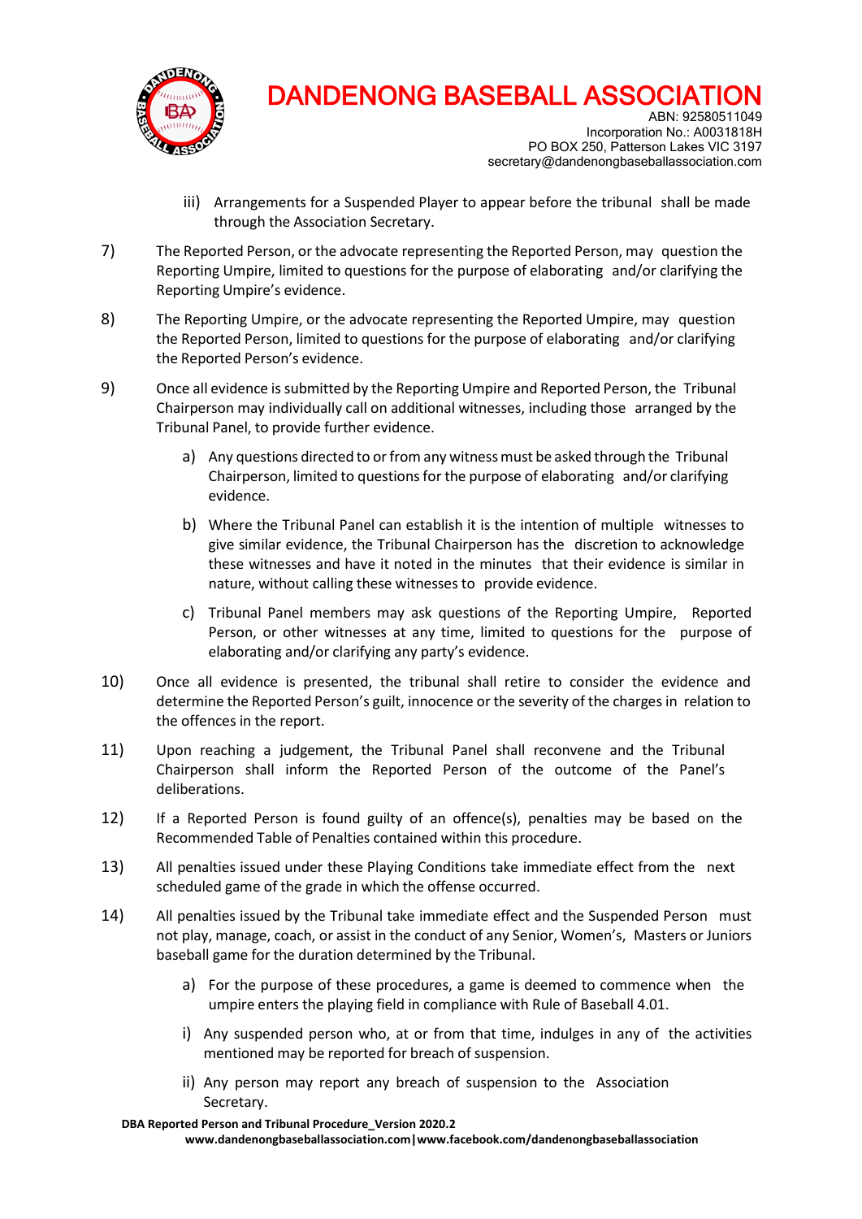iii) Arrangements for a Suspended Player to appear before the tribunal shall be made through the Association Secretary.

7) The Reported Person, or the advocate representing the Reported Person, may question the Reporting Umpire, limited to questions for the purpose of elaborating and/or clarifying the Reporting Umpire's evidence.

8) The Reporting Umpire, or the advocate representing the Reported Umpire, may question the Reported Person, limited to questions for the purpose of elaborating and/or clarifying the Reported Person's evidence.

9) Once all evidence is submitted by the Reporting Umpire and Reported Person, the Tribunal Chairperson may individually call on additional witnesses, including those arranged by the Tribunal Panel, to provide further evidence.

   a) Any questions directed to or from any witness must be asked through the Tribunal Chairperson, limited to questions for the purpose of elaborating and/or clarifying evidence.

   b) Where the Tribunal Panel can establish it is the intention of multiple witnesses to give similar evidence, the Tribunal Chairperson has the discretion to acknowledge these witnesses and have it noted in the minutes that their evidence is similar in nature, without calling these witnesses to provide evidence.

   c) Tribunal Panel members may ask questions of the Reporting Umpire, Reported Person, or other witnesses at any time, limited to questions for the purpose of elaborating and/or clarifying any party's evidence.

10) Once all evidence is presented, the tribunal shall retire to consider the evidence and determine the Reported Person's guilt, innocence or the severity of the charges in relation to the offences in the report.

11) Upon reaching a judgement, the Tribunal Panel shall reconvene and the Tribunal Chairperson shall inform the Reported Person of the outcome of the Panel's deliberations.

12) If a Reported Person is found guilty of an offence(s), penalties may be based on the Recommended Table of Penalties contained within this procedure.

13) All penalties issued under these Playing Conditions take immediate effect from the next scheduled game of the grade in which the offense occurred.

14) All penalties issued by the Tribunal take immediate effect and the Suspended Person must not play, manage, coach, or assist in the conduct of any Senior, Women's, Masters or Juniors baseball game for the duration determined by the Tribunal.

   a) For the purpose of these procedures, a game is deemed to commence when the umpire enters the playing field in compliance with Rule of Baseball 4.01.

   i) Any suspended person who, at or from that time, indulges in any of the activities mentioned may be reported for breach of suspension.

   ii) Any person may report any breach of suspension to the Association Secretary.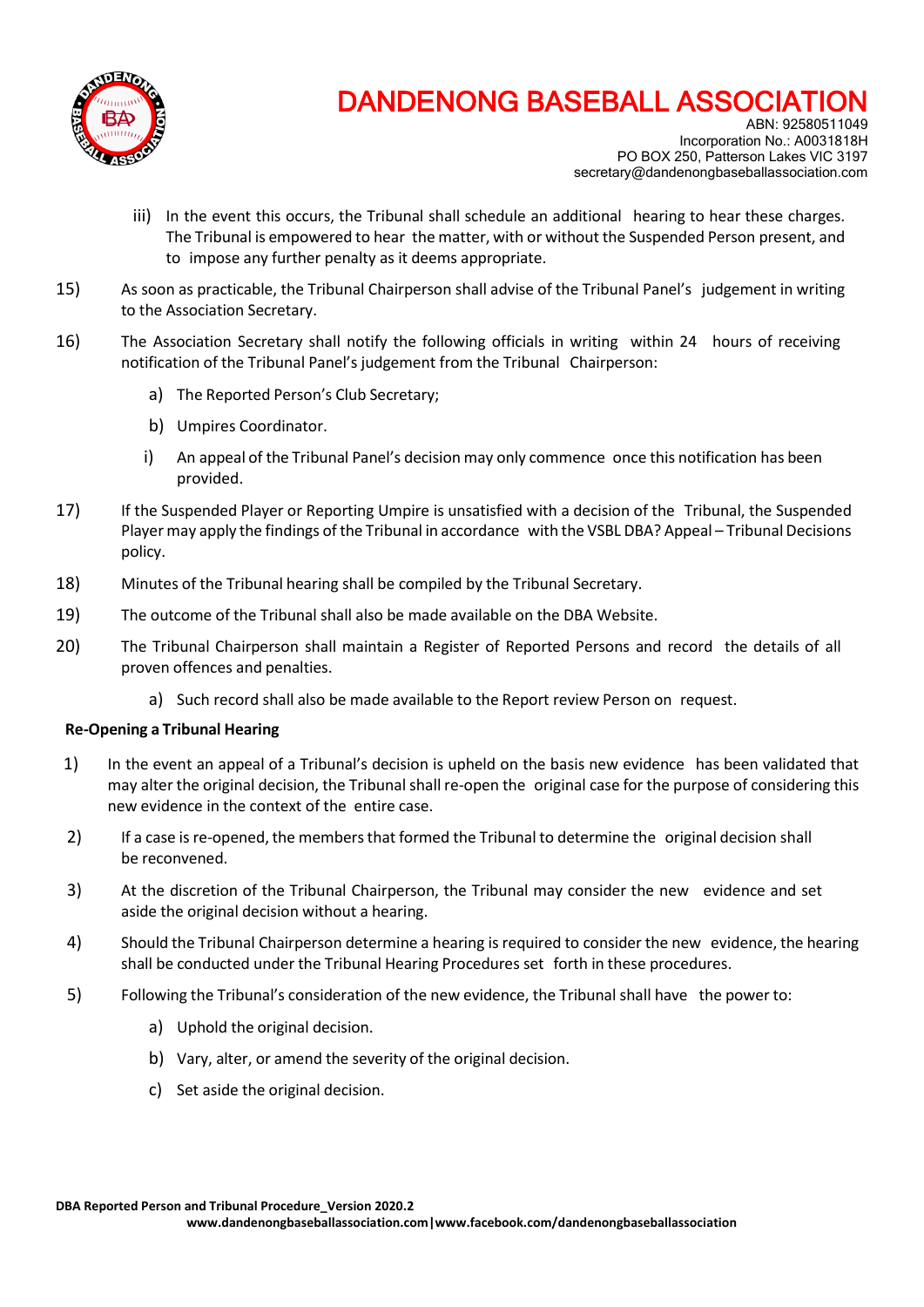iii) In the event this occurs, the Tribunal shall schedule an additional hearing to hear these charges. The Tribunal is empowered to hear the matter, with or without the Suspended Person present, and to impose any further penalty as it deems appropriate.

15) As soon as practicable, the Tribunal Chairperson shall advise of the Tribunal Panel's judgement in writing to the Association Secretary.

16) The Association Secretary shall notify the following officials in writing within 24 hours of receiving notification of the Tribunal Panel's judgement from the Tribunal Chairperson:

   a) The Reported Person's Club Secretary;

   b) Umpires Coordinator.

   i) An appeal of the Tribunal Panel's decision may only commence once this notification has been provided.

17) If the Suspended Player or Reporting Umpire is unsatisfied with a decision of the Tribunal, the Suspended Player may apply the findings of the Tribunal in accordance with the VSBL DBA? Appeal – Tribunal Decisions policy.

18) Minutes of the Tribunal hearing shall be compiled by the Tribunal Secretary.

19) The outcome of the Tribunal shall also be made available on the DBA Website.

20) The Tribunal Chairperson shall maintain a Register of Reported Persons and record the details of all proven offences and penalties.

   a) Such record shall also be made available to the Report review Person on request.

**Re-Opening a Tribunal Hearing**

1) In the event an appeal of a Tribunal's decision is upheld on the basis new evidence has been validated that may alter the original decision, the Tribunal shall re-open the original case for the purpose of considering this new evidence in the context of the entire case.

2) If a case is re-opened, the members that formed the Tribunal to determine the original decision shall be reconvened.

3) At the discretion of the Tribunal Chairperson, the Tribunal may consider the new evidence and set aside the original decision without a hearing.

4) Should the Tribunal Chairperson determine a hearing is required to consider the new evidence, the hearing shall be conducted under the Tribunal Hearing Procedures set forth in these procedures.

5) Following the Tribunal's consideration of the new evidence, the Tribunal shall have the power to:

   a) Uphold the original decision.

   b) Vary, alter, or amend the severity of the original decision.

   c) Set aside the original decision.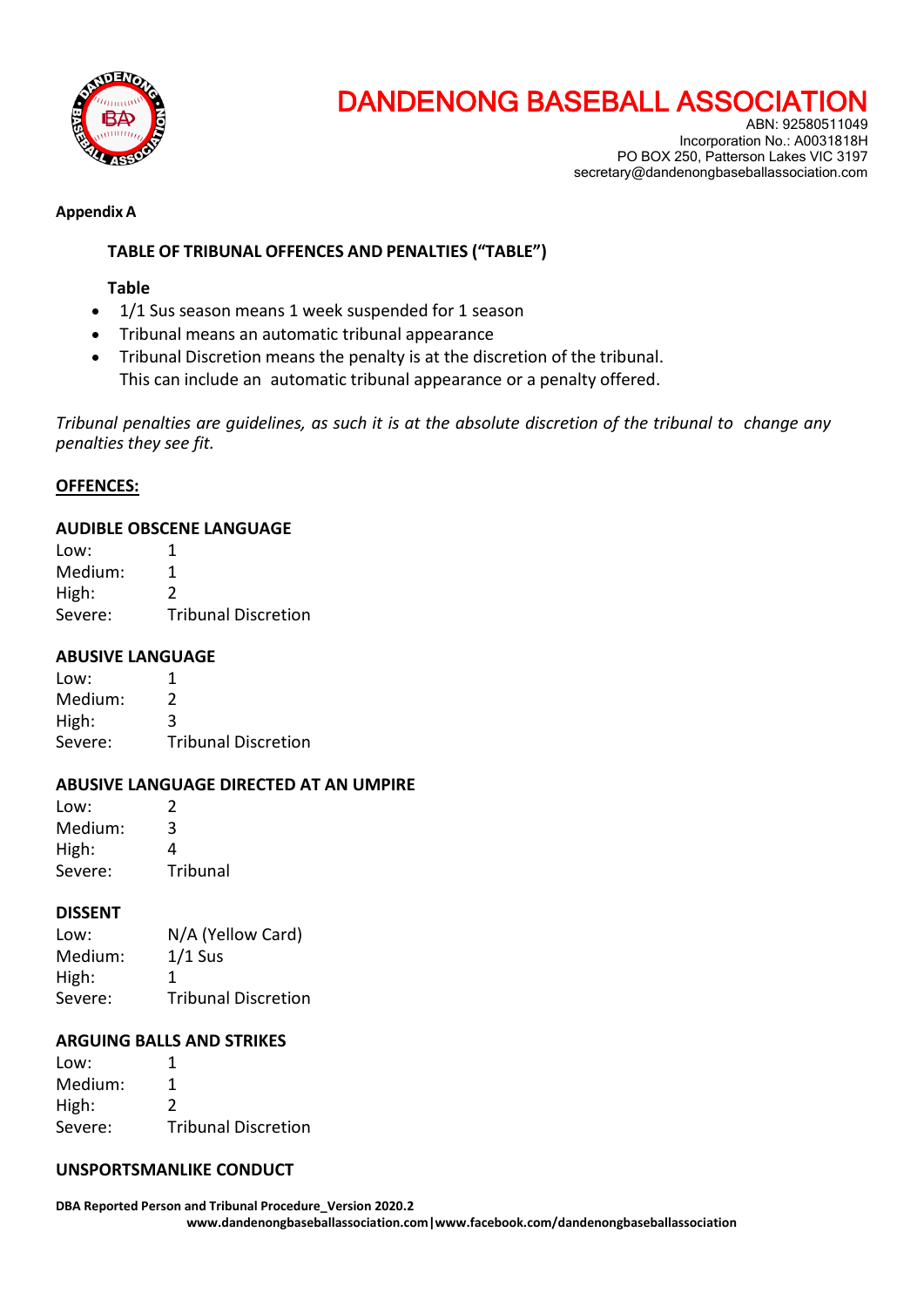**Appendix A**

**TABLE OF TRIBUNAL OFFENCES AND PENALTIES ("TABLE")**

**Table**

- 1/1 Sus season means 1 week suspended for 1 season
- Tribunal means an automatic tribunal appearance
- Tribunal Discretion means the penalty is at the discretion of the tribunal. This can include an automatic tribunal appearance or a penalty offered.

*Tribunal penalties are guidelines, as such it is at the absolute discretion of the tribunal to change any penalties they see fit.*

**OFFENCES:**

**AUDIBLE OBSCENE LANGUAGE**

| | |
|---|---|
| Low: | 1 |
| Medium: | 1 |
| High: | 2 |
| Severe: | Tribunal Discretion |

**ABUSIVE LANGUAGE**

| | |
|---|---|
| Low: | 1 |
| Medium: | 2 |
| High: | 3 |
| Severe: | Tribunal Discretion |

**ABUSIVE LANGUAGE DIRECTED AT AN UMPIRE**

| | |
|---|---|
| Low: | 2 |
| Medium: | 3 |
| High: | 4 |
| Severe: | Tribunal |

**DISSENT**

| | |
|---|---|
| Low: | N/A (Yellow Card) |
| Medium: | 1/1 Sus |
| High: | 1 |
| Severe: | Tribunal Discretion |

**ARGUING BALLS AND STRIKES**

| | |
|---|---|
| Low: | 1 |
| Medium: | 1 |
| High: | 2 |
| Severe: | Tribunal Discretion |

**UNSPORTSMANLIKE CONDUCT**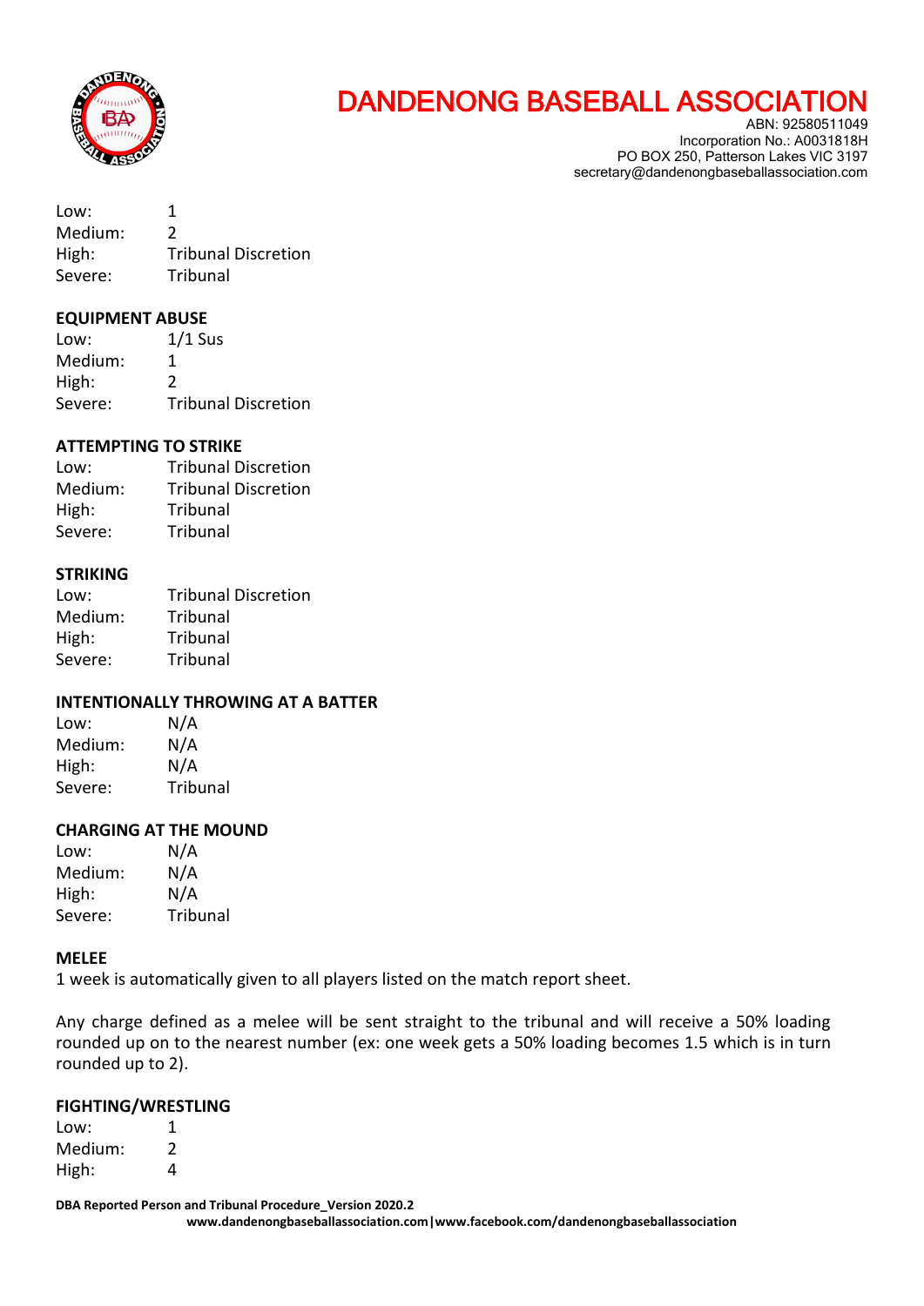Low: 1
Medium: 2
High: Tribunal Discretion
Severe: Tribunal

**EQUIPMENT ABUSE**

Low: 1/1 Sus
Medium: 1
High: 2
Severe: Tribunal Discretion

**ATTEMPTING TO STRIKE**

Low: Tribunal Discretion
Medium: Tribunal Discretion
High: Tribunal
Severe: Tribunal

**STRIKING**

Low: Tribunal Discretion
Medium: Tribunal
High: Tribunal
Severe: Tribunal

**INTENTIONALLY THROWING AT A BATTER**

Low: N/A
Medium: N/A
High: N/A
Severe: Tribunal

**CHARGING AT THE MOUND**

Low: N/A
Medium: N/A
High: N/A
Severe: Tribunal

**MELEE**

1 week is automatically given to all players listed on the match report sheet.

Any charge defined as a melee will be sent straight to the tribunal and will receive a 50% loading rounded up on to the nearest number (ex: one week gets a 50% loading becomes 1.5 which is in turn rounded up to 2).

**FIGHTING/WRESTLING**

Low: 1
Medium: 2
High: 4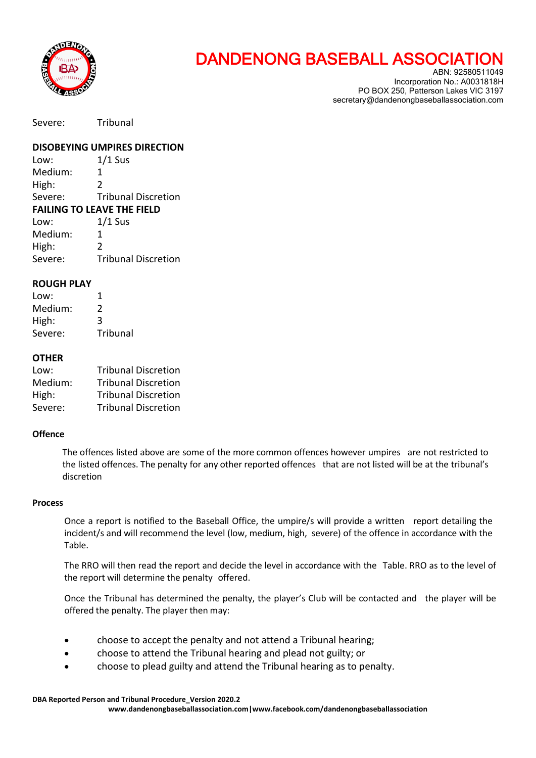Severe: Tribunal

**DISOBEYING UMPIRES DIRECTION**

| | |
|---|---|
| Low: | 1/1 Sus |
| Medium: | 1 |
| High: | 2 |
| Severe: | Tribunal Discretion |

**FAILING TO LEAVE THE FIELD**

| | |
|---|---|
| Low: | 1/1 Sus |
| Medium: | 1 |
| High: | 2 |
| Severe: | Tribunal Discretion |

**ROUGH PLAY**

| | |
|---|---|
| Low: | 1 |
| Medium: | 2 |
| High: | 3 |
| Severe: | Tribunal |

**OTHER**

| | |
|---|---|
| Low: | Tribunal Discretion |
| Medium: | Tribunal Discretion |
| High: | Tribunal Discretion |
| Severe: | Tribunal Discretion |

**Offence**

The offences listed above are some of the more common offences however umpires are not restricted to the listed offences. The penalty for any other reported offences that are not listed will be at the tribunal's discretion

**Process**

Once a report is notified to the Baseball Office, the umpire/s will provide a written report detailing the incident/s and will recommend the level (low, medium, high, severe) of the offence in accordance with the Table.

The RRO will then read the report and decide the level in accordance with the Table. RRO as to the level of the report will determine the penalty offered.

Once the Tribunal has determined the penalty, the player's Club will be contacted and the player will be offered the penalty. The player then may:

- choose to accept the penalty and not attend a Tribunal hearing;
- choose to attend the Tribunal hearing and plead not guilty; or
- choose to plead guilty and attend the Tribunal hearing as to penalty.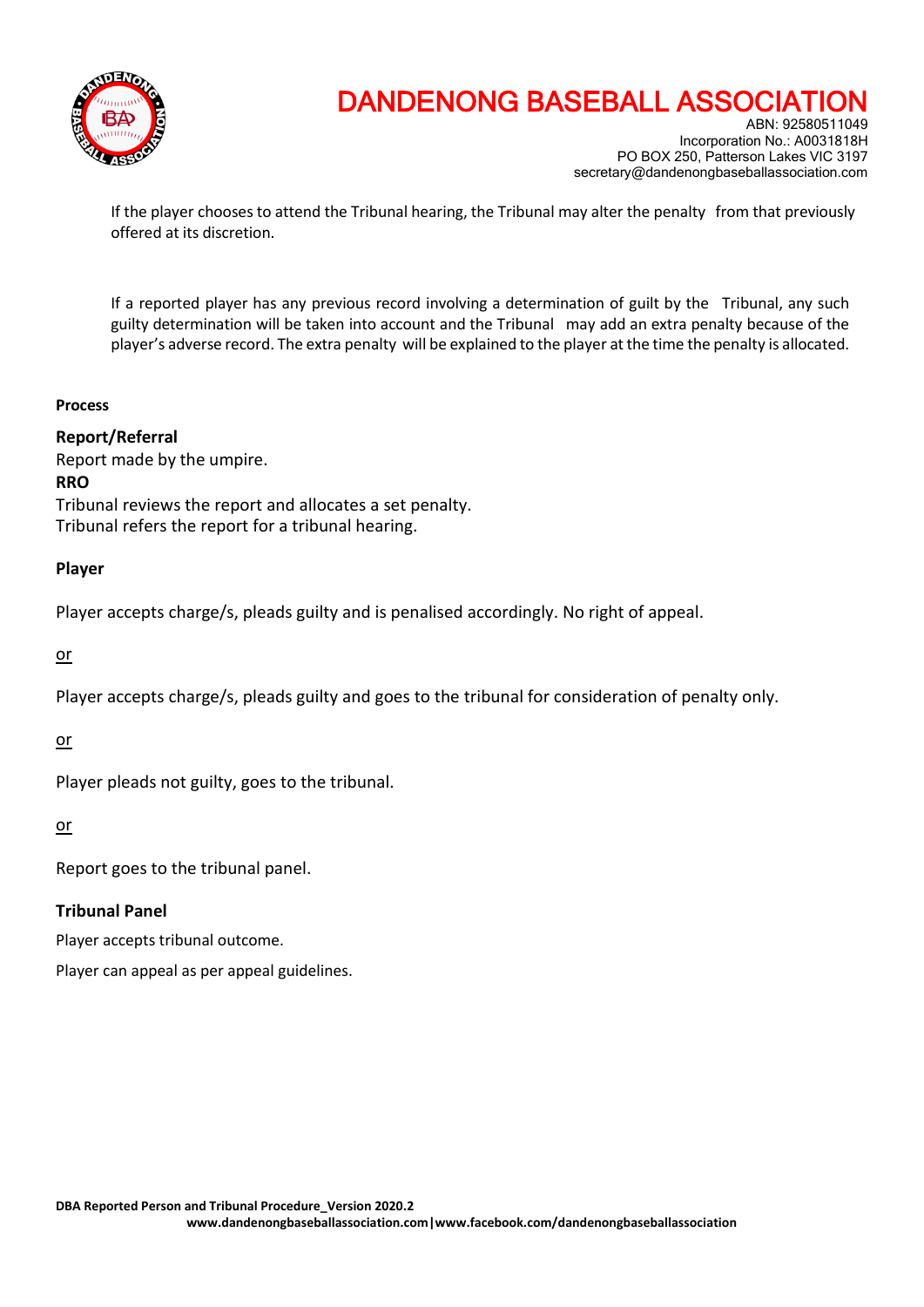If the player chooses to attend the Tribunal hearing, the Tribunal may alter the penalty from that previously offered at its discretion.

If a reported player has any previous record involving a determination of guilt by the Tribunal, any such guilty determination will be taken into account and the Tribunal may add an extra penalty because of the player's adverse record. The extra penalty will be explained to the player at the time the penalty is allocated.

**Process**

**Report/Referral**

Report made by the umpire.

**RRO**

Tribunal reviews the report and allocates a set penalty.

Tribunal refers the report for a tribunal hearing.

**Player**

Player accepts charge/s, pleads guilty and is penalised accordingly. No right of appeal.

or

Player accepts charge/s, pleads guilty and goes to the tribunal for consideration of penalty only.

or

Player pleads not guilty, goes to the tribunal.

or

Report goes to the tribunal panel.

**Tribunal Panel**

Player accepts tribunal outcome.

Player can appeal as per appeal guidelines.